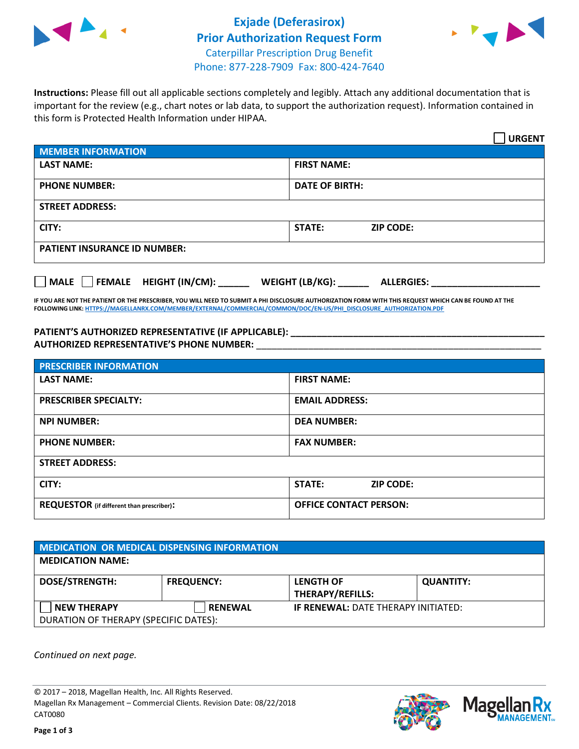# Exjade (Deferasirox)
## Prior Authorization Request Form
Caterpillar Prescription Drug Benefit
Phone: 877-228-7909 Fax: 800-424-7640

**Instructions:** Please fill out all applicable sections completely and legibly. Attach any additional documentation that is important for the review (e.g., chart notes or lab data, to support the authorization request). Information contained in this form is Protected Health Information under HIPAA.

☐ **URGENT**

| **MEMBER INFORMATION** | |
|---|---|
| **LAST NAME:** | **FIRST NAME:** |
| **PHONE NUMBER:** | **DATE OF BIRTH:** |
| **STREET ADDRESS:** | |
| **CITY:** | **STATE:** **ZIP CODE:** |
| **PATIENT INSURANCE ID NUMBER:** | |

☐ **MALE** ☐ **FEMALE** **HEIGHT (IN/CM):** ______ **WEIGHT (LB/KG):** ______ **ALLERGIES:** ____________________

**IF YOU ARE NOT THE PATIENT OR THE PRESCRIBER, YOU WILL NEED TO SUBMIT A PHI DISCLOSURE AUTHORIZATION FORM WITH THIS REQUEST WHICH CAN BE FOUND AT THE FOLLOWING LINK: HTTPS://MAGELLANRX.COM/MEMBER/EXTERNAL/COMMERCIAL/COMMON/DOC/EN-US/PHI_DISCLOSURE_AUTHORIZATION.PDF**

**PATIENT'S AUTHORIZED REPRESENTATIVE (IF APPLICABLE):** ____________________________________________
**AUTHORIZED REPRESENTATIVE'S PHONE NUMBER:** ____________________________________________

| **PRESCRIBER INFORMATION** | |
|---|---|
| **LAST NAME:** | **FIRST NAME:** |
| **PRESCRIBER SPECIALTY:** | **EMAIL ADDRESS:** |
| **NPI NUMBER:** | **DEA NUMBER:** |
| **PHONE NUMBER:** | **FAX NUMBER:** |
| **STREET ADDRESS:** | |
| **CITY:** | **STATE:** **ZIP CODE:** |
| **REQUESTOR** (if different than prescriber)**:** | **OFFICE CONTACT PERSON:** |

| **MEDICATION OR MEDICAL DISPENSING INFORMATION** | | | |
|---|---|---|---|
| **MEDICATION NAME:** | | | |
| **DOSE/STRENGTH:** | **FREQUENCY:** | **LENGTH OF THERAPY/REFILLS:** | **QUANTITY:** |
| ☐ **NEW THERAPY** | ☐ **RENEWAL** | **IF RENEWAL:** DATE THERAPY INITIATED: | |
| DURATION OF THERAPY (SPECIFIC DATES): | | | |

*Continued on next page.*

© 2017 – 2018, Magellan Health, Inc. All Rights Reserved.
Magellan Rx Management – Commercial Clients. Revision Date: 08/22/2018
CAT0080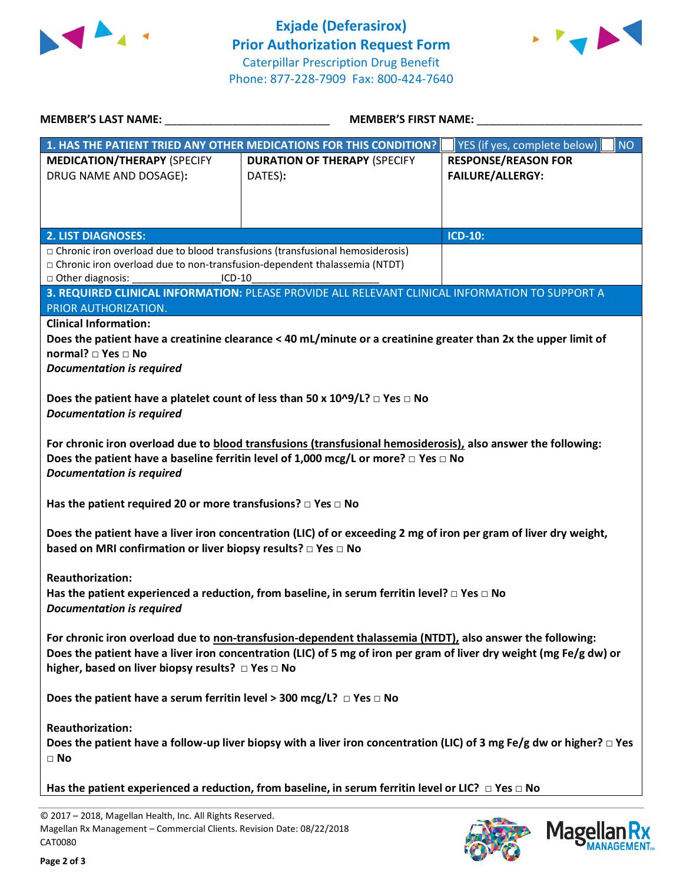# Exjade (Deferasirox)
## Prior Authorization Request Form
Caterpillar Prescription Drug Benefit
Phone: 877-228-7909 Fax: 800-424-7640

**MEMBER'S LAST NAME:** ___________________________ **MEMBER'S FIRST NAME:** ___________________________

| **1. HAS THE PATIENT TRIED ANY OTHER MEDICATIONS FOR THIS CONDITION?** | | ☐ YES (if yes, complete below) ☐ NO |
|---|---|---|
| **MEDICATION/THERAPY** (SPECIFY DRUG NAME AND DOSAGE): | **DURATION OF THERAPY** (SPECIFY DATES): | **RESPONSE/REASON FOR FAILURE/ALLERGY:** |
| | | |

| **2. LIST DIAGNOSES:** | **ICD-10:** |
|---|---|
| □ Chronic iron overload due to blood transfusions (transfusional hemosiderosis)<br>□ Chronic iron overload due to non-transfusion-dependent thalassemia (NTDT)<br>□ Other diagnosis: _______________ICD-10______________________ | |

**3. REQUIRED CLINICAL INFORMATION:** PLEASE PROVIDE ALL RELEVANT CLINICAL INFORMATION TO SUPPORT A PRIOR AUTHORIZATION.

**Clinical Information:**

**Does the patient have a creatinine clearance < 40 mL/minute or a creatinine greater than 2x the upper limit of normal? □ Yes □ No**
***Documentation is required***

**Does the patient have a platelet count of less than 50 x 10^9/L? □ Yes □ No**
***Documentation is required***

**For chronic iron overload due to blood transfusions (transfusional hemosiderosis), also answer the following:**
**Does the patient have a baseline ferritin level of 1,000 mcg/L or more? □ Yes □ No**
***Documentation is required***

**Has the patient required 20 or more transfusions? □ Yes □ No**

**Does the patient have a liver iron concentration (LIC) of or exceeding 2 mg of iron per gram of liver dry weight, based on MRI confirmation or liver biopsy results? □ Yes □ No**

**Reauthorization:**
**Has the patient experienced a reduction, from baseline, in serum ferritin level? □ Yes □ No**
***Documentation is required***

**For chronic iron overload due to non-transfusion-dependent thalassemia (NTDT), also answer the following:**
**Does the patient have a liver iron concentration (LIC) of 5 mg of iron per gram of liver dry weight (mg Fe/g dw) or higher, based on liver biopsy results? □ Yes □ No**

**Does the patient have a serum ferritin level > 300 mcg/L? □ Yes □ No**

**Reauthorization:**
**Does the patient have a follow-up liver biopsy with a liver iron concentration (LIC) of 3 mg Fe/g dw or higher? □ Yes □ No**

**Has the patient experienced a reduction, from baseline, in serum ferritin level or LIC? □ Yes □ No**

© 2017 – 2018, Magellan Health, Inc. All Rights Reserved.
Magellan Rx Management – Commercial Clients. Revision Date: 08/22/2018
CAT0080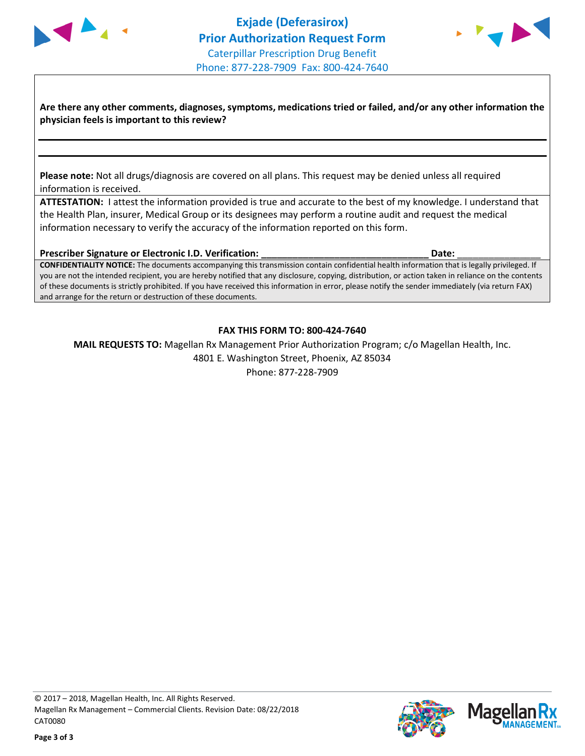**Are there any other comments, diagnoses, symptoms, medications tried or failed, and/or any other information the physician feels is important to this review?**

---

---

**Please note:** Not all drugs/diagnosis are covered on all plans. This request may be denied unless all required information is received.

**ATTESTATION:** I attest the information provided is true and accurate to the best of my knowledge. I understand that the Health Plan, insurer, Medical Group or its designees may perform a routine audit and request the medical information necessary to verify the accuracy of the information reported on this form.

**Prescriber Signature or Electronic I.D. Verification: _______________________________ Date: _______________**

**CONFIDENTIALITY NOTICE:** The documents accompanying this transmission contain confidential health information that is legally privileged. If you are not the intended recipient, you are hereby notified that any disclosure, copying, distribution, or action taken in reliance on the contents of these documents is strictly prohibited. If you have received this information in error, please notify the sender immediately (via return FAX) and arrange for the return or destruction of these documents.

**FAX THIS FORM TO: 800-424-7640**

**MAIL REQUESTS TO:** Magellan Rx Management Prior Authorization Program; c/o Magellan Health, Inc.
4801 E. Washington Street, Phoenix, AZ 85034
Phone: 877-228-7909

© 2017 – 2018, Magellan Health, Inc. All Rights Reserved.
Magellan Rx Management – Commercial Clients. Revision Date: 08/22/2018
CAT0080